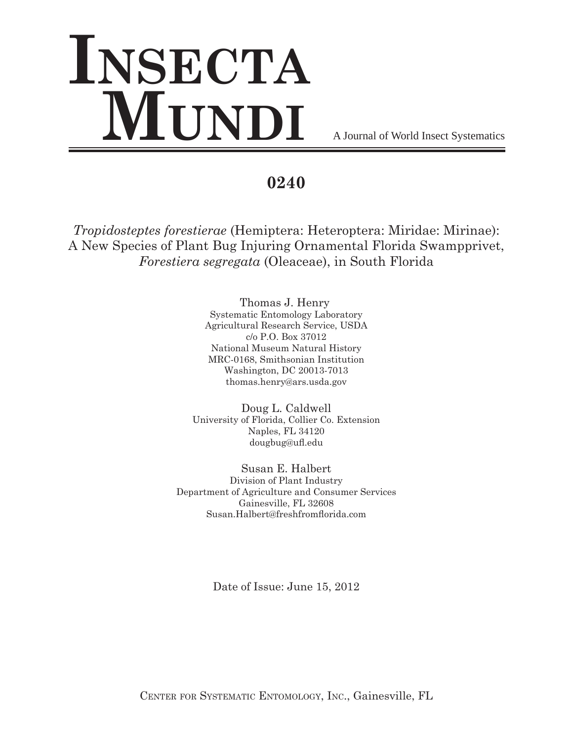# Insecta Mundi

A Journal of World Insect Systematics

## 0240

*Tropidosteptes forestierae* (Hemiptera: Heteroptera: Miridae: Mirinae): A New Species of Plant Bug Injuring Ornamental Florida Swampprivet, *Forestiera segregata* (Oleaceae), in South Florida

Thomas J. Henry
Systematic Entomology Laboratory
Agricultural Research Service, USDA
c/o P.O. Box 37012
National Museum Natural History
MRC-0168, Smithsonian Institution
Washington, DC 20013-7013
thomas.henry@ars.usda.gov

Doug L. Caldwell
University of Florida, Collier Co. Extension
Naples, FL 34120
dougbug@ufl.edu

Susan E. Halbert
Division of Plant Industry
Department of Agriculture and Consumer Services
Gainesville, FL 32608
Susan.Halbert@freshfromflorida.com

Date of Issue: June 15, 2012

Center for Systematic Entomology, Inc., Gainesville, FL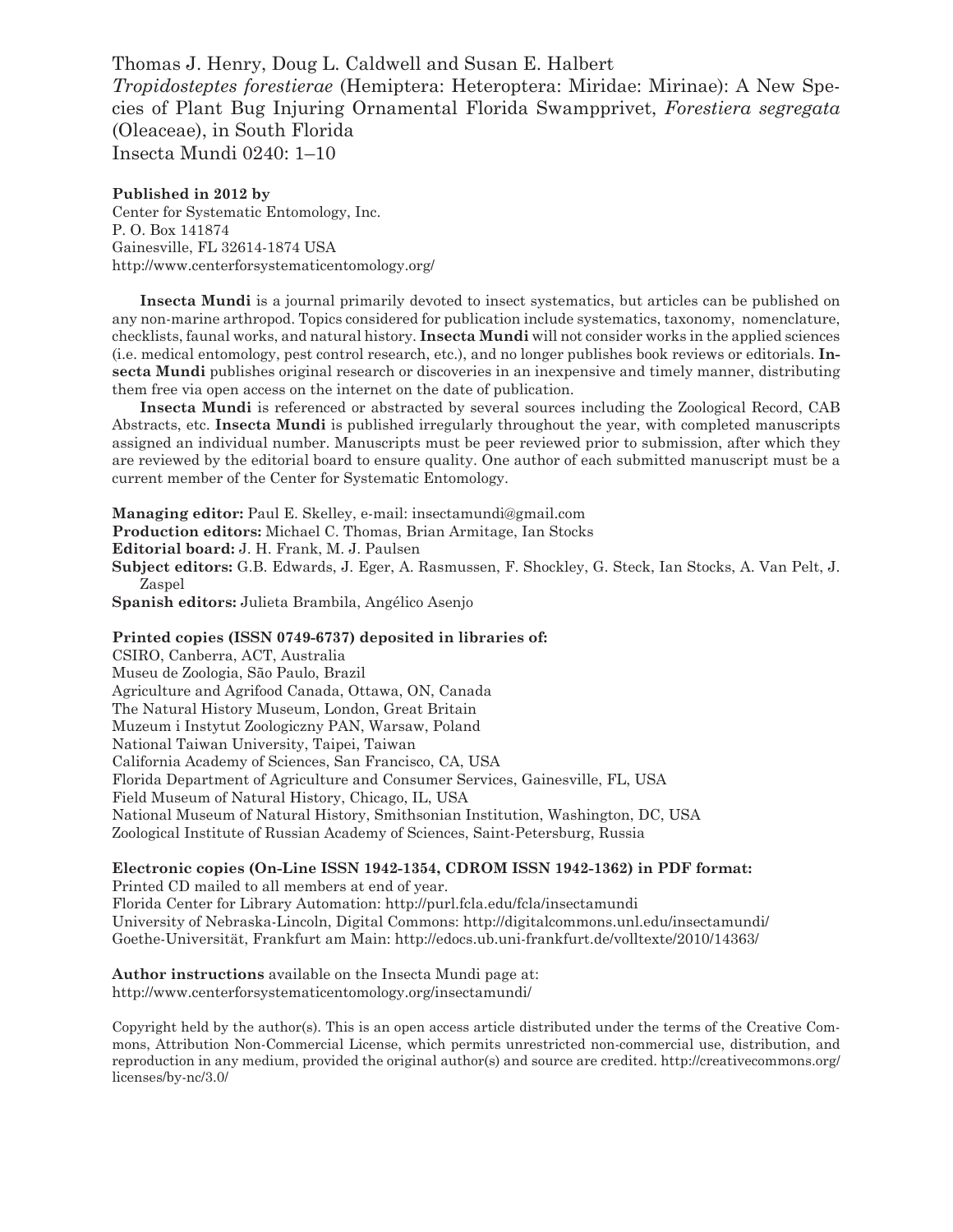Thomas J. Henry, Doug L. Caldwell and Susan E. Halbert
*Tropidosteptes forestierae* (Hemiptera: Heteroptera: Miridae: Mirinae): A New Species of Plant Bug Injuring Ornamental Florida Swampprivet, *Forestiera segregata* (Oleaceae), in South Florida
Insecta Mundi 0240: 1–10

**Published in 2012 by**
Center for Systematic Entomology, Inc.
P. O. Box 141874
Gainesville, FL 32614-1874 USA
http://www.centerforsystematicentomology.org/

**Insecta Mundi** is a journal primarily devoted to insect systematics, but articles can be published on any non-marine arthropod. Topics considered for publication include systematics, taxonomy, nomenclature, checklists, faunal works, and natural history. **Insecta Mundi** will not consider works in the applied sciences (i.e. medical entomology, pest control research, etc.), and no longer publishes book reviews or editorials. **Insecta Mundi** publishes original research or discoveries in an inexpensive and timely manner, distributing them free via open access on the internet on the date of publication.

**Insecta Mundi** is referenced or abstracted by several sources including the Zoological Record, CAB Abstracts, etc. **Insecta Mundi** is published irregularly throughout the year, with completed manuscripts assigned an individual number. Manuscripts must be peer reviewed prior to submission, after which they are reviewed by the editorial board to ensure quality. One author of each submitted manuscript must be a current member of the Center for Systematic Entomology.

**Managing editor:** Paul E. Skelley, e-mail: insectamundi@gmail.com
**Production editors:** Michael C. Thomas, Brian Armitage, Ian Stocks
**Editorial board:** J. H. Frank, M. J. Paulsen
**Subject editors:** G.B. Edwards, J. Eger, A. Rasmussen, F. Shockley, G. Steck, Ian Stocks, A. Van Pelt, J. Zaspel
**Spanish editors:** Julieta Brambila, Angélico Asenjo

**Printed copies (ISSN 0749-6737) deposited in libraries of:**
CSIRO, Canberra, ACT, Australia
Museu de Zoologia, São Paulo, Brazil
Agriculture and Agrifood Canada, Ottawa, ON, Canada
The Natural History Museum, London, Great Britain
Muzeum i Instytut Zoologiczny PAN, Warsaw, Poland
National Taiwan University, Taipei, Taiwan
California Academy of Sciences, San Francisco, CA, USA
Florida Department of Agriculture and Consumer Services, Gainesville, FL, USA
Field Museum of Natural History, Chicago, IL, USA
National Museum of Natural History, Smithsonian Institution, Washington, DC, USA
Zoological Institute of Russian Academy of Sciences, Saint-Petersburg, Russia

**Electronic copies (On-Line ISSN 1942-1354, CDROM ISSN 1942-1362) in PDF format:**
Printed CD mailed to all members at end of year.
Florida Center for Library Automation: http://purl.fcla.edu/fcla/insectamundi
University of Nebraska-Lincoln, Digital Commons: http://digitalcommons.unl.edu/insectamundi/
Goethe-Universität, Frankfurt am Main: http://edocs.ub.uni-frankfurt.de/volltexte/2010/14363/

**Author instructions** available on the Insecta Mundi page at:
http://www.centerforsystematicentomology.org/insectamundi/

Copyright held by the author(s). This is an open access article distributed under the terms of the Creative Commons, Attribution Non-Commercial License, which permits unrestricted non-commercial use, distribution, and reproduction in any medium, provided the original author(s) and source are credited. http://creativecommons.org/licenses/by-nc/3.0/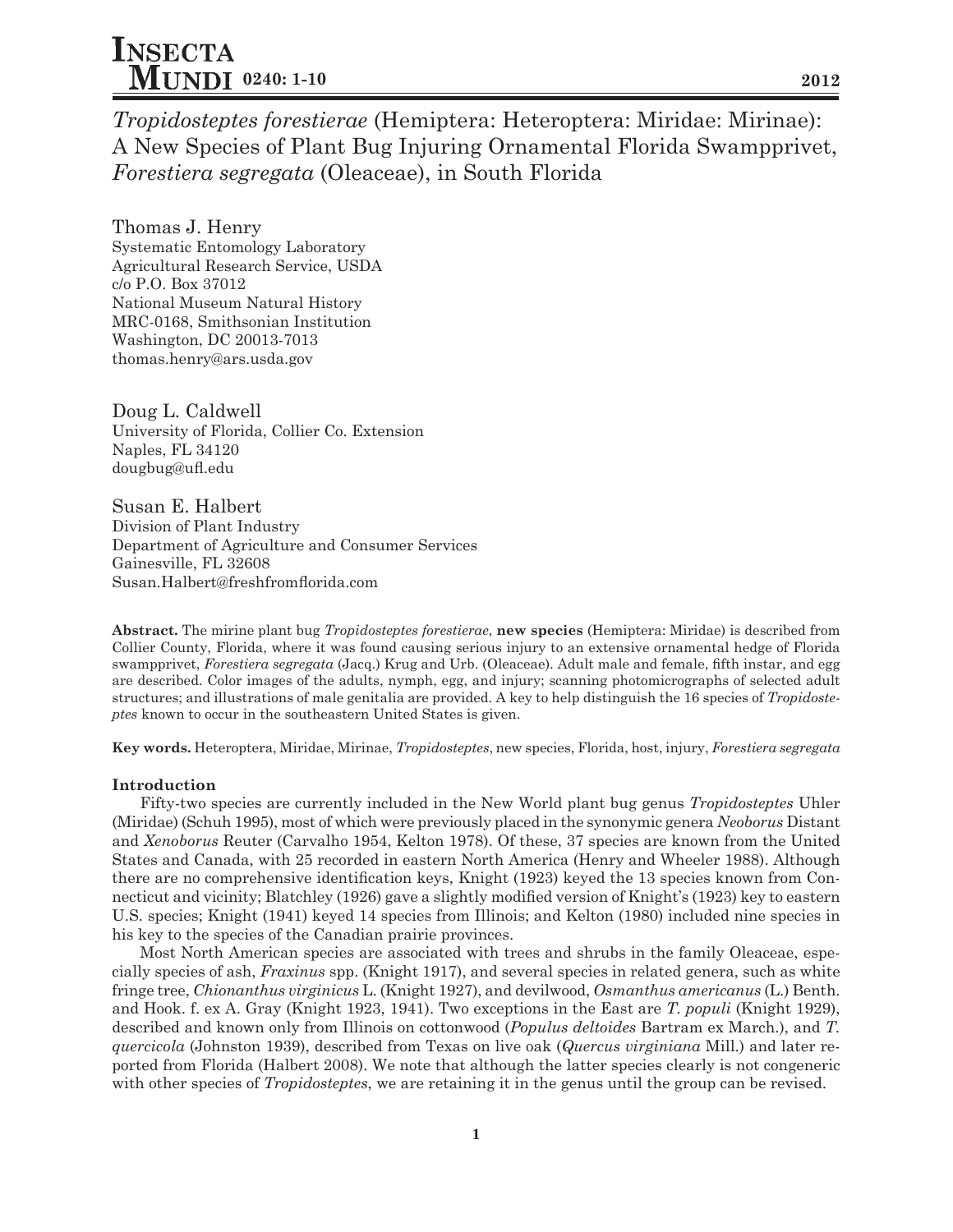# *Tropidosteptes forestierae* (Hemiptera: Heteroptera: Miridae: Mirinae): A New Species of Plant Bug Injuring Ornamental Florida Swampprivet, *Forestiera segregata* (Oleaceae), in South Florida

Thomas J. Henry
Systematic Entomology Laboratory
Agricultural Research Service, USDA
c/o P.O. Box 37012
National Museum Natural History
MRC-0168, Smithsonian Institution
Washington, DC 20013-7013
thomas.henry@ars.usda.gov

Doug L. Caldwell
University of Florida, Collier Co. Extension
Naples, FL 34120
dougbug@ufl.edu

Susan E. Halbert
Division of Plant Industry
Department of Agriculture and Consumer Services
Gainesville, FL 32608
Susan.Halbert@freshfromflorida.com

**Abstract.** The mirine plant bug *Tropidosteptes forestierae*, **new species** (Hemiptera: Miridae) is described from Collier County, Florida, where it was found causing serious injury to an extensive ornamental hedge of Florida swampprivet, *Forestiera segregata* (Jacq.) Krug and Urb. (Oleaceae). Adult male and female, fifth instar, and egg are described. Color images of the adults, nymph, egg, and injury; scanning photomicrographs of selected adult structures; and illustrations of male genitalia are provided. A key to help distinguish the 16 species of *Tropidosteptes* known to occur in the southeastern United States is given.

**Key words.** Heteroptera, Miridae, Mirinae, *Tropidosteptes*, new species, Florida, host, injury, *Forestiera segregata*

## Introduction

Fifty-two species are currently included in the New World plant bug genus *Tropidosteptes* Uhler (Miridae) (Schuh 1995), most of which were previously placed in the synonymic genera *Neoborus* Distant and *Xenoborus* Reuter (Carvalho 1954, Kelton 1978). Of these, 37 species are known from the United States and Canada, with 25 recorded in eastern North America (Henry and Wheeler 1988). Although there are no comprehensive identification keys, Knight (1923) keyed the 13 species known from Connecticut and vicinity; Blatchley (1926) gave a slightly modified version of Knight's (1923) key to eastern U.S. species; Knight (1941) keyed 14 species from Illinois; and Kelton (1980) included nine species in his key to the species of the Canadian prairie provinces.

Most North American species are associated with trees and shrubs in the family Oleaceae, especially species of ash, *Fraxinus* spp. (Knight 1917), and several species in related genera, such as white fringe tree, *Chionanthus virginicus* L. (Knight 1927), and devilwood, *Osmanthus americanus* (L.) Benth. and Hook. f. ex A. Gray (Knight 1923, 1941). Two exceptions in the East are *T. populi* (Knight 1929), described and known only from Illinois on cottonwood (*Populus deltoides* Bartram ex March.), and *T. quercicola* (Johnston 1939), described from Texas on live oak (*Quercus virginiana* Mill.) and later reported from Florida (Halbert 2008). We note that although the latter species clearly is not congeneric with other species of *Tropidosteptes*, we are retaining it in the genus until the group can be revised.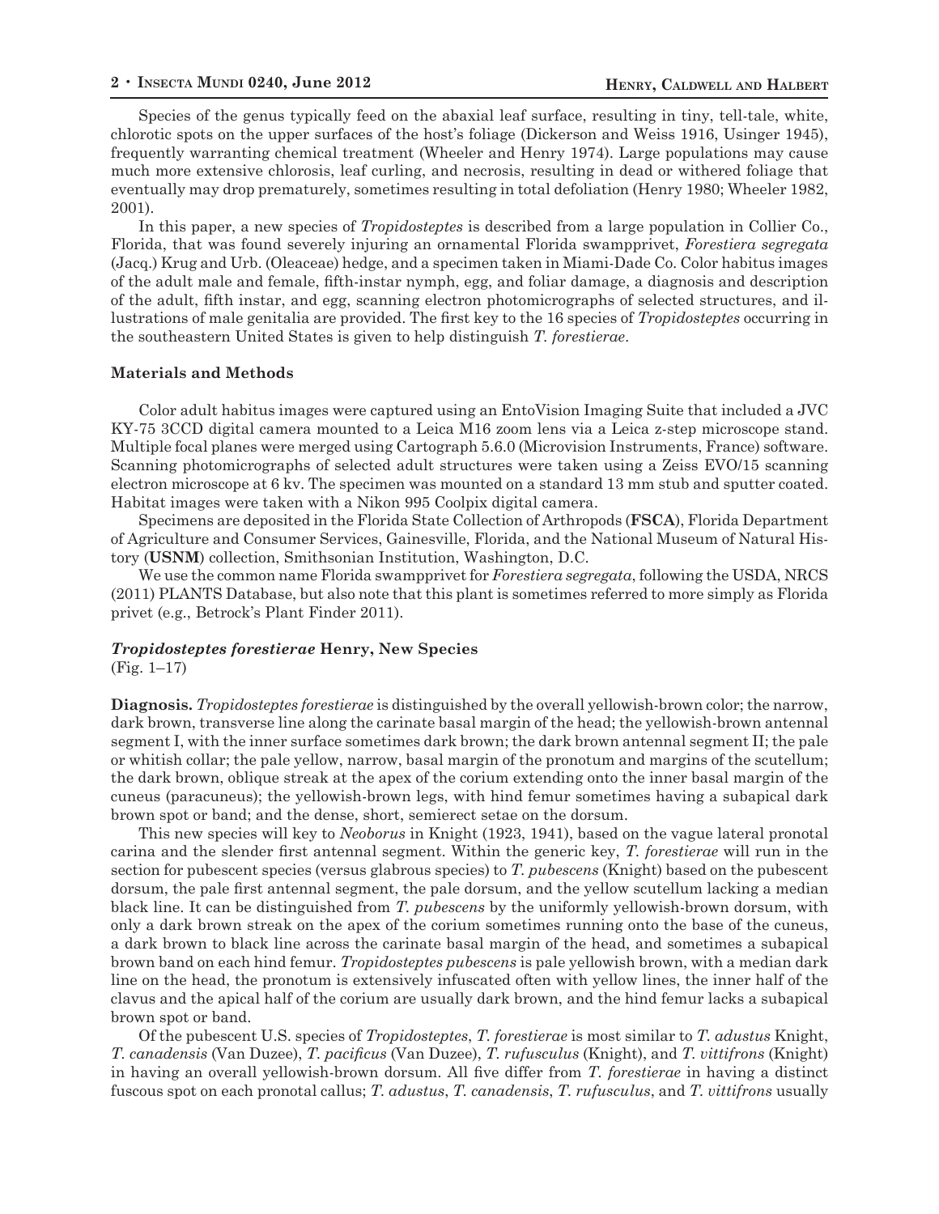Species of the genus typically feed on the abaxial leaf surface, resulting in tiny, tell-tale, white, chlorotic spots on the upper surfaces of the host's foliage (Dickerson and Weiss 1916, Usinger 1945), frequently warranting chemical treatment (Wheeler and Henry 1974). Large populations may cause much more extensive chlorosis, leaf curling, and necrosis, resulting in dead or withered foliage that eventually may drop prematurely, sometimes resulting in total defoliation (Henry 1980; Wheeler 1982, 2001).

In this paper, a new species of *Tropidosteptes* is described from a large population in Collier Co., Florida, that was found severely injuring an ornamental Florida swampprivet, *Forestiera segregata* (Jacq.) Krug and Urb. (Oleaceae) hedge, and a specimen taken in Miami-Dade Co. Color habitus images of the adult male and female, fifth-instar nymph, egg, and foliar damage, a diagnosis and description of the adult, fifth instar, and egg, scanning electron photomicrographs of selected structures, and illustrations of male genitalia are provided. The first key to the 16 species of *Tropidosteptes* occurring in the southeastern United States is given to help distinguish *T. forestierae*.

## Materials and Methods

Color adult habitus images were captured using an EntoVision Imaging Suite that included a JVC KY-75 3CCD digital camera mounted to a Leica M16 zoom lens via a Leica z-step microscope stand. Multiple focal planes were merged using Cartograph 5.6.0 (Microvision Instruments, France) software. Scanning photomicrographs of selected adult structures were taken using a Zeiss EVO/15 scanning electron microscope at 6 kv. The specimen was mounted on a standard 13 mm stub and sputter coated. Habitat images were taken with a Nikon 995 Coolpix digital camera.

Specimens are deposited in the Florida State Collection of Arthropods (**FSCA**), Florida Department of Agriculture and Consumer Services, Gainesville, Florida, and the National Museum of Natural History (**USNM**) collection, Smithsonian Institution, Washington, D.C.

We use the common name Florida swampprivet for *Forestiera segregata*, following the USDA, NRCS (2011) PLANTS Database, but also note that this plant is sometimes referred to more simply as Florida privet (e.g., Betrock's Plant Finder 2011).

## *Tropidosteptes forestierae* Henry, New Species

(Fig. 1–17)

**Diagnosis.** *Tropidosteptes forestierae* is distinguished by the overall yellowish-brown color; the narrow, dark brown, transverse line along the carinate basal margin of the head; the yellowish-brown antennal segment I, with the inner surface sometimes dark brown; the dark brown antennal segment II; the pale or whitish collar; the pale yellow, narrow, basal margin of the pronotum and margins of the scutellum; the dark brown, oblique streak at the apex of the corium extending onto the inner basal margin of the cuneus (paracuneus); the yellowish-brown legs, with hind femur sometimes having a subapical dark brown spot or band; and the dense, short, semierect setae on the dorsum.

This new species will key to *Neoborus* in Knight (1923, 1941), based on the vague lateral pronotal carina and the slender first antennal segment. Within the generic key, *T. forestierae* will run in the section for pubescent species (versus glabrous species) to *T. pubescens* (Knight) based on the pubescent dorsum, the pale first antennal segment, the pale dorsum, and the yellow scutellum lacking a median black line. It can be distinguished from *T. pubescens* by the uniformly yellowish-brown dorsum, with only a dark brown streak on the apex of the corium sometimes running onto the base of the cuneus, a dark brown to black line across the carinate basal margin of the head, and sometimes a subapical brown band on each hind femur. *Tropidosteptes pubescens* is pale yellowish brown, with a median dark line on the head, the pronotum is extensively infuscated often with yellow lines, the inner half of the clavus and the apical half of the corium are usually dark brown, and the hind femur lacks a subapical brown spot or band.

Of the pubescent U.S. species of *Tropidosteptes*, *T. forestierae* is most similar to *T. adustus* Knight, *T. canadensis* (Van Duzee), *T. pacificus* (Van Duzee), *T. rufusculus* (Knight), and *T. vittifrons* (Knight) in having an overall yellowish-brown dorsum. All five differ from *T. forestierae* in having a distinct fuscous spot on each pronotal callus; *T. adustus*, *T. canadensis*, *T. rufusculus*, and *T. vittifrons* usually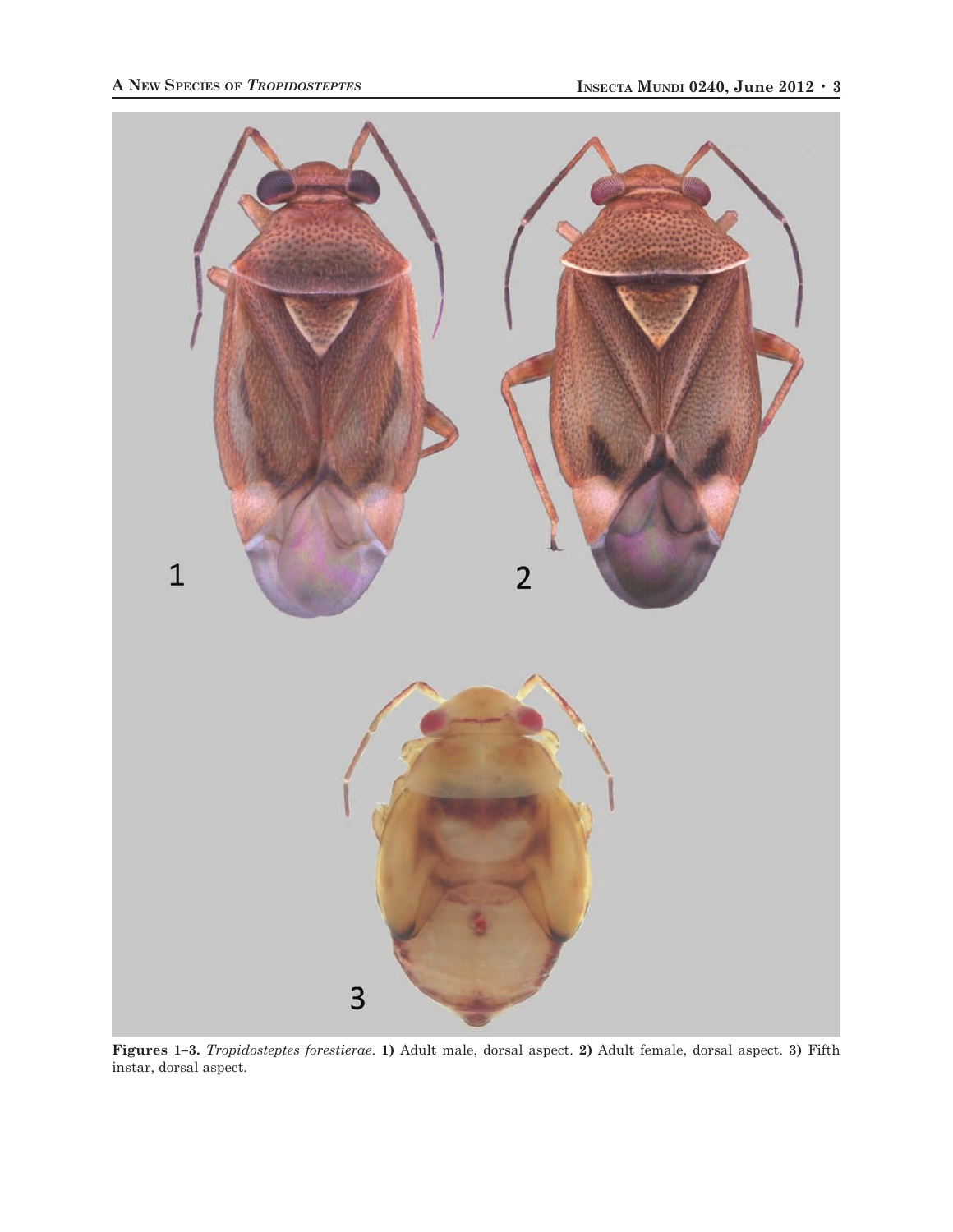**Figures 1–3.** *Tropidosteptes forestierae*. **1)** Adult male, dorsal aspect. **2)** Adult female, dorsal aspect. **3)** Fifth instar, dorsal aspect.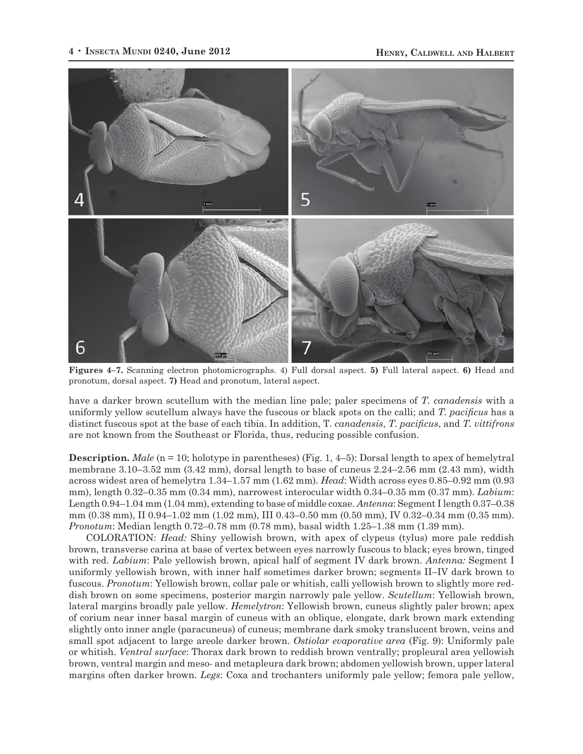**Figures 4–7.** Scanning electron photomicrographs. 4) Full dorsal aspect. **5)** Full lateral aspect. **6)** Head and pronotum, dorsal aspect. **7)** Head and pronotum, lateral aspect.

have a darker brown scutellum with the median line pale; paler specimens of *T. canadensis* with a uniformly yellow scutellum always have the fuscous or black spots on the calli; and *T. pacificus* has a distinct fuscous spot at the base of each tibia. In addition, T. *canadensis*, *T. pacificus*, and *T. vittifrons* are not known from the Southeast or Florida, thus, reducing possible confusion.

**Description.** *Male* (n = 10; holotype in parentheses) (Fig. 1, 4–5): Dorsal length to apex of hemelytral membrane 3.10–3.52 mm (3.42 mm), dorsal length to base of cuneus 2.24–2.56 mm (2.43 mm), width across widest area of hemelytra 1.34–1.57 mm (1.62 mm). *Head*: Width across eyes 0.85–0.92 mm (0.93 mm), length 0.32–0.35 mm (0.34 mm), narrowest interocular width 0.34–0.35 mm (0.37 mm). *Labium*: Length 0.94–1.04 mm (1.04 mm), extending to base of middle coxae. *Antenna*: Segment I length 0.37–0.38 mm (0.38 mm), II 0.94–1.02 mm (1.02 mm), III 0.43–0.50 mm (0.50 mm), IV 0.32–0.34 mm (0.35 mm). *Pronotum*: Median length 0.72–0.78 mm (0.78 mm), basal width 1.25–1.38 mm (1.39 mm).

COLORATION: *Head:* Shiny yellowish brown, with apex of clypeus (tylus) more pale reddish brown, transverse carina at base of vertex between eyes narrowly fuscous to black; eyes brown, tinged with red. *Labium*: Pale yellowish brown, apical half of segment IV dark brown. *Antenna:* Segment I uniformly yellowish brown, with inner half sometimes darker brown; segments II–IV dark brown to fuscous. *Pronotum*: Yellowish brown, collar pale or whitish, calli yellowish brown to slightly more reddish brown on some specimens, posterior margin narrowly pale yellow. *Scutellum*: Yellowish brown, lateral margins broadly pale yellow. *Hemelytron*: Yellowish brown, cuneus slightly paler brown; apex of corium near inner basal margin of cuneus with an oblique, elongate, dark brown mark extending slightly onto inner angle (paracuneus) of cuneus; membrane dark smoky translucent brown, veins and small spot adjacent to large areole darker brown. *Ostiolar evaporative area* (Fig. 9): Uniformly pale or whitish. *Ventral surface*: Thorax dark brown to reddish brown ventrally; propleural area yellowish brown, ventral margin and meso- and metapleura dark brown; abdomen yellowish brown, upper lateral margins often darker brown. *Legs*: Coxa and trochanters uniformly pale yellow; femora pale yellow,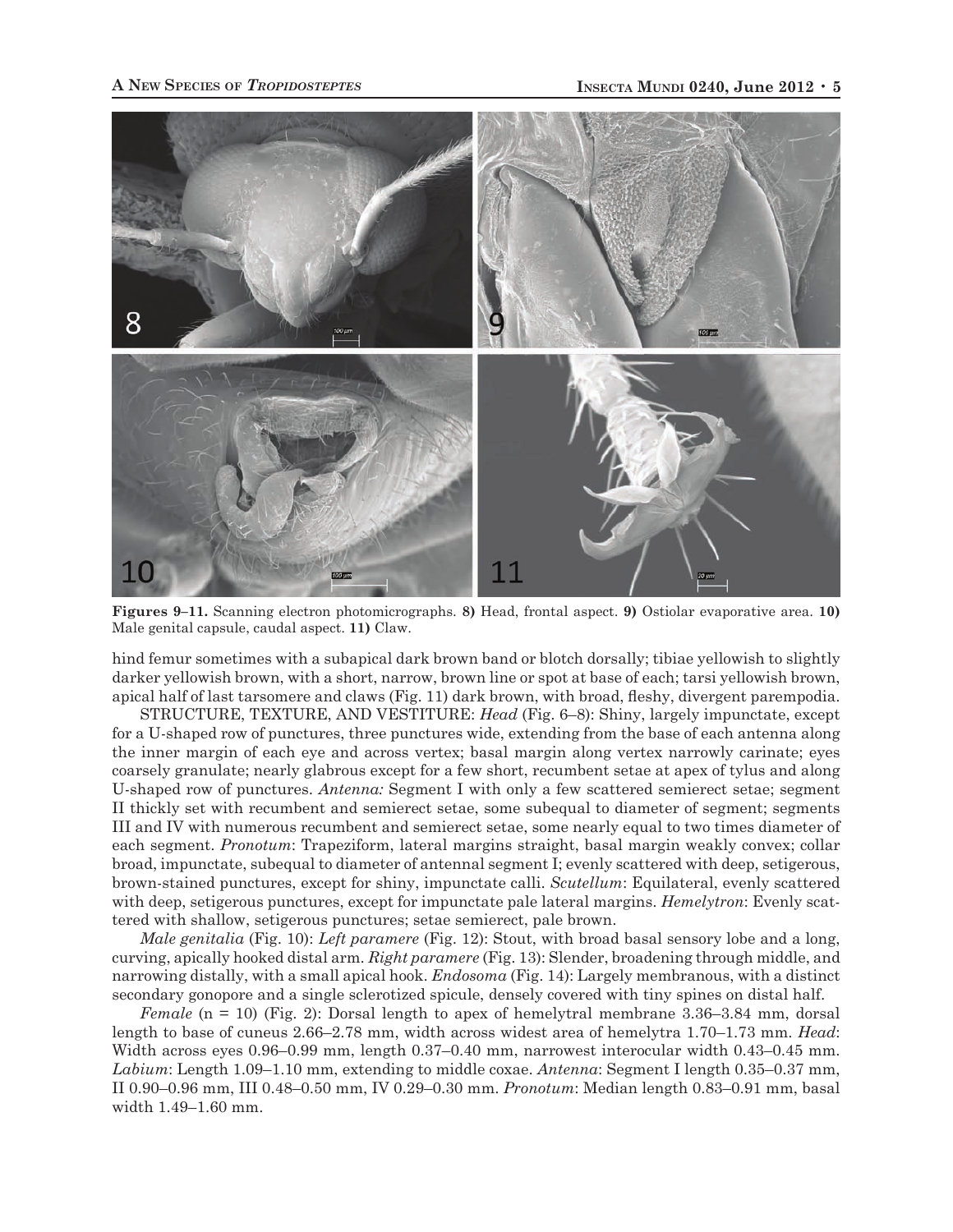**Figures 9–11.** Scanning electron photomicrographs. **8)** Head, frontal aspect. **9)** Ostiolar evaporative area. **10)** Male genital capsule, caudal aspect. **11)** Claw.

hind femur sometimes with a subapical dark brown band or blotch dorsally; tibiae yellowish to slightly darker yellowish brown, with a short, narrow, brown line or spot at base of each; tarsi yellowish brown, apical half of last tarsomere and claws (Fig. 11) dark brown, with broad, fleshy, divergent parempodia.

STRUCTURE, TEXTURE, AND VESTITURE: *Head* (Fig. 6–8): Shiny, largely impunctate, except for a U-shaped row of punctures, three punctures wide, extending from the base of each antenna along the inner margin of each eye and across vertex; basal margin along vertex narrowly carinate; eyes coarsely granulate; nearly glabrous except for a few short, recumbent setae at apex of tylus and along U-shaped row of punctures. *Antenna:* Segment I with only a few scattered semierect setae; segment II thickly set with recumbent and semierect setae, some subequal to diameter of segment; segments III and IV with numerous recumbent and semierect setae, some nearly equal to two times diameter of each segment. *Pronotum*: Trapeziform, lateral margins straight, basal margin weakly convex; collar broad, impunctate, subequal to diameter of antennal segment I; evenly scattered with deep, setigerous, brown-stained punctures, except for shiny, impunctate calli. *Scutellum*: Equilateral, evenly scattered with deep, setigerous punctures, except for impunctate pale lateral margins. *Hemelytron*: Evenly scattered with shallow, setigerous punctures; setae semierect, pale brown.

*Male genitalia* (Fig. 10): *Left paramere* (Fig. 12): Stout, with broad basal sensory lobe and a long, curving, apically hooked distal arm. *Right paramere* (Fig. 13): Slender, broadening through middle, and narrowing distally, with a small apical hook. *Endosoma* (Fig. 14): Largely membranous, with a distinct secondary gonopore and a single sclerotized spicule, densely covered with tiny spines on distal half.

*Female* (n = 10) (Fig. 2): Dorsal length to apex of hemelytral membrane 3.36–3.84 mm, dorsal length to base of cuneus 2.66–2.78 mm, width across widest area of hemelytra 1.70–1.73 mm. *Head*: Width across eyes 0.96–0.99 mm, length 0.37–0.40 mm, narrowest interocular width 0.43–0.45 mm. *Labium*: Length 1.09–1.10 mm, extending to middle coxae. *Antenna*: Segment I length 0.35–0.37 mm, II 0.90–0.96 mm, III 0.48–0.50 mm, IV 0.29–0.30 mm. *Pronotum*: Median length 0.83–0.91 mm, basal width 1.49–1.60 mm.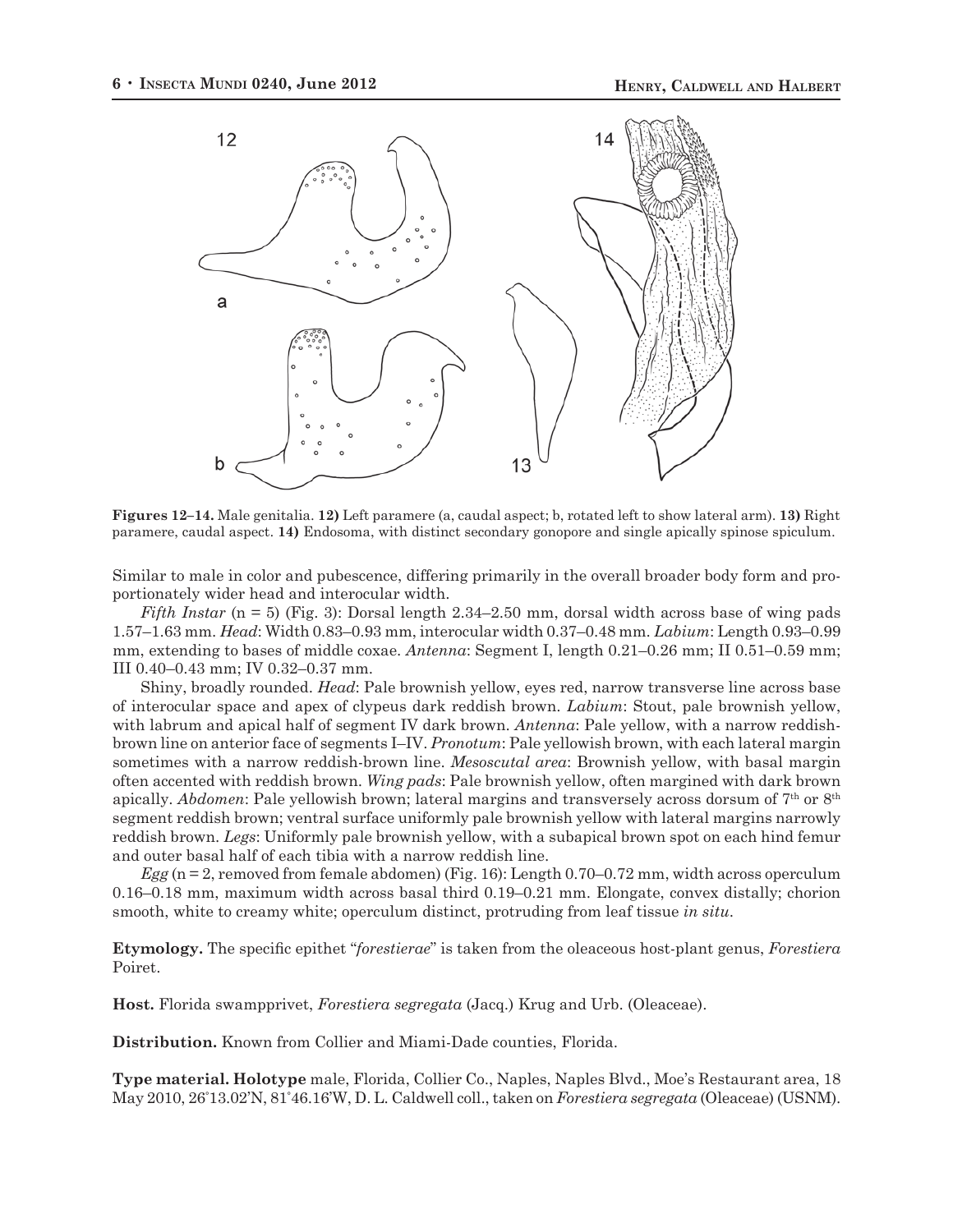**Figures 12–14.** Male genitalia. **12)** Left paramere (a, caudal aspect; b, rotated left to show lateral arm). **13)** Right paramere, caudal aspect. **14)** Endosoma, with distinct secondary gonopore and single apically spinose spiculum.

Similar to male in color and pubescence, differing primarily in the overall broader body form and proportionately wider head and interocular width.

*Fifth Instar* (n = 5) (Fig. 3): Dorsal length 2.34–2.50 mm, dorsal width across base of wing pads 1.57–1.63 mm. *Head*: Width 0.83–0.93 mm, interocular width 0.37–0.48 mm. *Labium*: Length 0.93–0.99 mm, extending to bases of middle coxae. *Antenna*: Segment I, length 0.21–0.26 mm; II 0.51–0.59 mm; III 0.40–0.43 mm; IV 0.32–0.37 mm.

Shiny, broadly rounded. *Head*: Pale brownish yellow, eyes red, narrow transverse line across base of interocular space and apex of clypeus dark reddish brown. *Labium*: Stout, pale brownish yellow, with labrum and apical half of segment IV dark brown. *Antenna*: Pale yellow, with a narrow reddish-brown line on anterior face of segments I–IV. *Pronotum*: Pale yellowish brown, with each lateral margin sometimes with a narrow reddish-brown line. *Mesoscutal area*: Brownish yellow, with basal margin often accented with reddish brown. *Wing pads*: Pale brownish yellow, often margined with dark brown apically. *Abdomen*: Pale yellowish brown; lateral margins and transversely across dorsum of 7th or 8th segment reddish brown; ventral surface uniformly pale brownish yellow with lateral margins narrowly reddish brown. *Legs*: Uniformly pale brownish yellow, with a subapical brown spot on each hind femur and outer basal half of each tibia with a narrow reddish line.

*Egg* (n = 2, removed from female abdomen) (Fig. 16): Length 0.70–0.72 mm, width across operculum 0.16–0.18 mm, maximum width across basal third 0.19–0.21 mm. Elongate, convex distally; chorion smooth, white to creamy white; operculum distinct, protruding from leaf tissue *in situ*.

**Etymology.** The specific epithet "*forestierae*" is taken from the oleaceous host-plant genus, *Forestiera* Poiret.

**Host.** Florida swampprivet, *Forestiera segregata* (Jacq.) Krug and Urb. (Oleaceae).

**Distribution.** Known from Collier and Miami-Dade counties, Florida.

**Type material. Holotype** male, Florida, Collier Co., Naples, Naples Blvd., Moe's Restaurant area, 18 May 2010, 26°13.02'N, 81°46.16'W, D. L. Caldwell coll., taken on *Forestiera segregata* (Oleaceae) (USNM).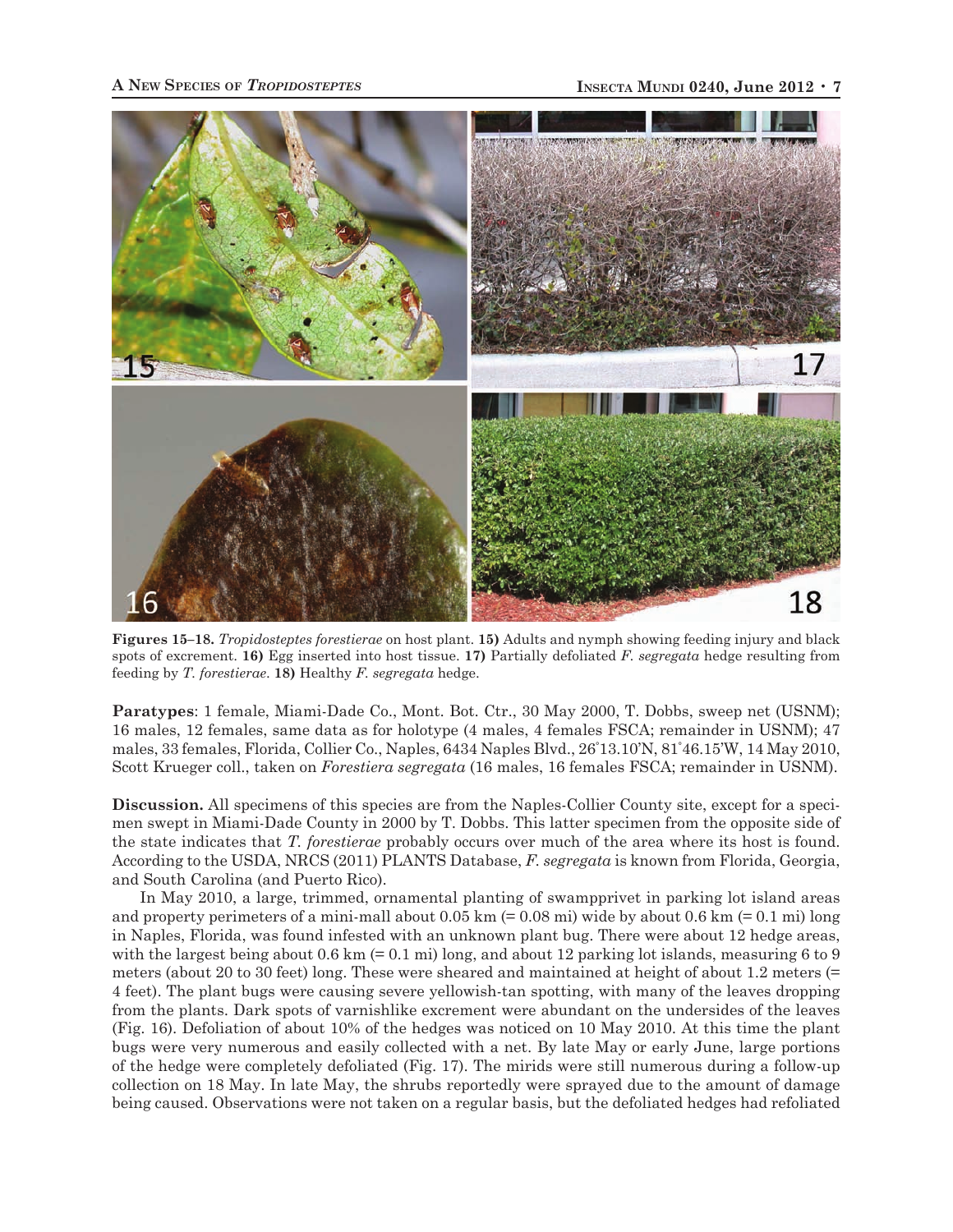**Figures 15–18.** *Tropidosteptes forestierae* on host plant. **15)** Adults and nymph showing feeding injury and black spots of excrement. **16)** Egg inserted into host tissue. **17)** Partially defoliated *F. segregata* hedge resulting from feeding by *T. forestierae*. **18)** Healthy *F. segregata* hedge.

**Paratypes**: 1 female, Miami-Dade Co., Mont. Bot. Ctr., 30 May 2000, T. Dobbs, sweep net (USNM); 16 males, 12 females, same data as for holotype (4 males, 4 females FSCA; remainder in USNM); 47 males, 33 females, Florida, Collier Co., Naples, 6434 Naples Blvd., 26°13.10'N, 81°46.15'W, 14 May 2010, Scott Krueger coll., taken on *Forestiera segregata* (16 males, 16 females FSCA; remainder in USNM).

**Discussion.** All specimens of this species are from the Naples-Collier County site, except for a specimen swept in Miami-Dade County in 2000 by T. Dobbs. This latter specimen from the opposite side of the state indicates that *T. forestierae* probably occurs over much of the area where its host is found. According to the USDA, NRCS (2011) PLANTS Database, *F. segregata* is known from Florida, Georgia, and South Carolina (and Puerto Rico).

In May 2010, a large, trimmed, ornamental planting of swampprivet in parking lot island areas and property perimeters of a mini-mall about 0.05 km (= 0.08 mi) wide by about 0.6 km (= 0.1 mi) long in Naples, Florida, was found infested with an unknown plant bug. There were about 12 hedge areas, with the largest being about 0.6 km (= 0.1 mi) long, and about 12 parking lot islands, measuring 6 to 9 meters (about 20 to 30 feet) long. These were sheared and maintained at height of about 1.2 meters (= 4 feet). The plant bugs were causing severe yellowish-tan spotting, with many of the leaves dropping from the plants. Dark spots of varnishlike excrement were abundant on the undersides of the leaves (Fig. 16). Defoliation of about 10% of the hedges was noticed on 10 May 2010. At this time the plant bugs were very numerous and easily collected with a net. By late May or early June, large portions of the hedge were completely defoliated (Fig. 17). The mirids were still numerous during a follow-up collection on 18 May. In late May, the shrubs reportedly were sprayed due to the amount of damage being caused. Observations were not taken on a regular basis, but the defoliated hedges had refoliated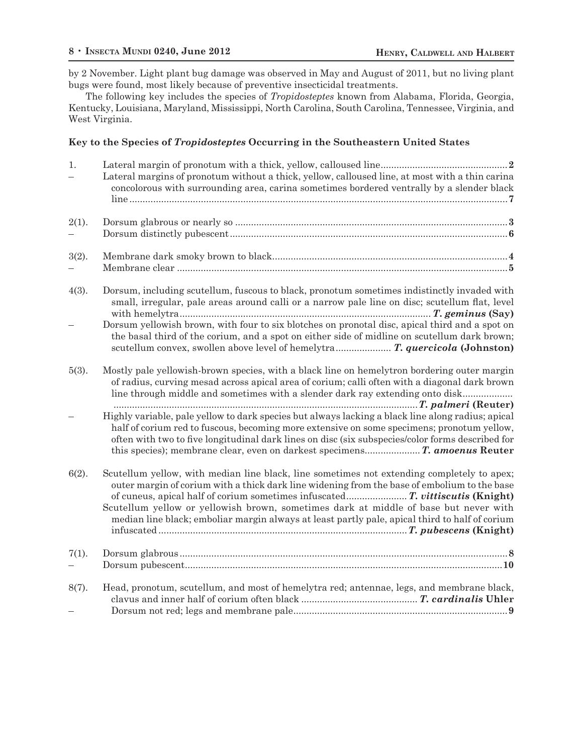by 2 November. Light plant bug damage was observed in May and August of 2011, but no living plant bugs were found, most likely because of preventive insecticidal treatments.

The following key includes the species of *Tropidosteptes* known from Alabama, Florida, Georgia, Kentucky, Louisiana, Maryland, Mississippi, North Carolina, South Carolina, Tennessee, Virginia, and West Virginia.

**Key to the Species of *Tropidosteptes* Occurring in the Southeastern United States**

1. Lateral margin of pronotum with a thick, yellow, calloused line ........................................ **2**

– Lateral margins of pronotum without a thick, yellow, calloused line, at most with a thin carina concolorous with surrounding area, carina sometimes bordered ventrally by a slender black line ........................................ **7**

2(1). Dorsum glabrous or nearly so ........................................ **3**

– Dorsum distinctly pubescent ........................................ **6**

3(2). Membrane dark smoky brown to black ........................................ **4**

– Membrane clear ........................................ **5**

4(3). Dorsum, including scutellum, fuscous to black, pronotum sometimes indistinctly invaded with small, irregular, pale areas around calli or a narrow pale line on disc; scutellum flat, level with hemelytra ........................................ ***T. geminus* (Say)**

– Dorsum yellowish brown, with four to six blotches on pronotal disc, apical third and a spot on the basal third of the corium, and a spot on either side of midline on scutellum dark brown; scutellum convex, swollen above level of hemelytra ........................................ ***T. quercicola* (Johnston)**

5(3). Mostly pale yellowish-brown species, with a black line on hemelytron bordering outer margin of radius, curving mesad across apical area of corium; calli often with a diagonal dark brown line through middle and sometimes with a slender dark ray extending onto disk ........................................ ***T. palmeri* (Reuter)**

– Highly variable, pale yellow to dark species but always lacking a black line along radius; apical half of corium red to fuscous, becoming more extensive on some specimens; pronotum yellow, often with two to five longitudinal dark lines on disc (six subspecies/color forms described for this species); membrane clear, even on darkest specimens ........................................ ***T. amoenus* Reuter**

6(2). Scutellum yellow, with median line black, line sometimes not extending completely to apex; outer margin of corium with a thick dark line widening from the base of embolium to the base of cuneus, apical half of corium sometimes infuscated ........................................ ***T. vittiscutis* (Knight)**

Scutellum yellow or yellowish brown, sometimes dark at middle of base but never with median line black; emboliar margin always at least partly pale, apical third to half of corium infuscated ........................................ ***T. pubescens* (Knight)**

7(1). Dorsum glabrous ........................................ **8**

– Dorsum pubescent ........................................ **10**

8(7). Head, pronotum, scutellum, and most of hemelytra red; antennae, legs, and membrane black, clavus and inner half of corium often black ........................................ ***T. cardinalis* Uhler**

– Dorsum not red; legs and membrane pale ........................................ **9**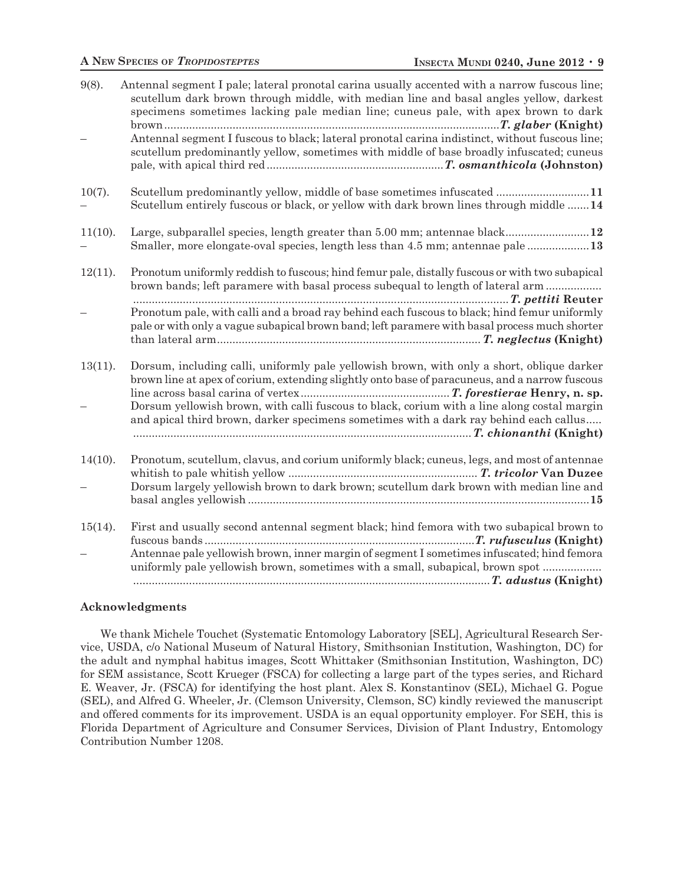9(8). Antennal segment I pale; lateral pronotal carina usually accented with a narrow fuscous line; scutellum dark brown through middle, with median line and basal angles yellow, darkest specimens sometimes lacking pale median line; cuneus pale, with apex brown to dark brown ............................................................................................................ ***T. glaber* (Knight)**

– Antennal segment I fuscous to black; lateral pronotal carina indistinct, without fuscous line; scutellum predominantly yellow, sometimes with middle of base broadly infuscated; cuneus pale, with apical third red ......................................................... ***T. osmanthicola* (Johnston)**

10(7). Scutellum predominantly yellow, middle of base sometimes infuscated .............................. **11**

– Scutellum entirely fuscous or black, or yellow with dark brown lines through middle ....... **14**

11(10). Large, subparallel species, length greater than 5.00 mm; antennae black........................... **12**

– Smaller, more elongate-oval species, length less than 4.5 mm; antennae pale .................... **13**

12(11). Pronotum uniformly reddish to fuscous; hind femur pale, distally fuscous or with two subapical brown bands; left paramere with basal process subequal to length of lateral arm .................. ......................................................................................................................... ***T. pettiti* Reuter**

– Pronotum pale, with calli and a broad ray behind each fuscous to black; hind femur uniformly pale or with only a vague subapical brown band; left paramere with basal process much shorter than lateral arm..................................................................................... ***T. neglectus* (Knight)**

13(11). Dorsum, including calli, uniformly pale yellowish brown, with only a short, oblique darker brown line at apex of corium, extending slightly onto base of paracuneus, and a narrow fuscous line across basal carina of vertex ................................................ ***T. forestierae* Henry, n. sp.**

– Dorsum yellowish brown, with calli fuscous to black, corium with a line along costal margin and apical third brown, darker specimens sometimes with a dark ray behind each callus..... ............................................................................................................ ***T. chionanthi* (Knight)**

14(10). Pronotum, scutellum, clavus, and corium uniformly black; cuneus, legs, and most of antennae whitish to pale whitish yellow ............................................................. ***T. tricolor* Van Duzee**

– Dorsum largely yellowish brown to dark brown; scutellum dark brown with median line and basal angles yellowish ............................................................................................................. **15**

15(14). First and usually second antennal segment black; hind femora with two subapical brown to fuscous bands ....................................................................................... ***T. rufusculus* (Knight)**

– Antennae pale yellowish brown, inner margin of segment I sometimes infuscated; hind femora uniformly pale yellowish brown, sometimes with a small, subapical, brown spot ................... .................................................................................................................. ***T. adustus* (Knight)**

## Acknowledgments

We thank Michele Touchet (Systematic Entomology Laboratory [SEL], Agricultural Research Service, USDA, c/o National Museum of Natural History, Smithsonian Institution, Washington, DC) for the adult and nymphal habitus images, Scott Whittaker (Smithsonian Institution, Washington, DC) for SEM assistance, Scott Krueger (FSCA) for collecting a large part of the types series, and Richard E. Weaver, Jr. (FSCA) for identifying the host plant. Alex S. Konstantinov (SEL), Michael G. Pogue (SEL), and Alfred G. Wheeler, Jr. (Clemson University, Clemson, SC) kindly reviewed the manuscript and offered comments for its improvement. USDA is an equal opportunity employer. For SEH, this is Florida Department of Agriculture and Consumer Services, Division of Plant Industry, Entomology Contribution Number 1208.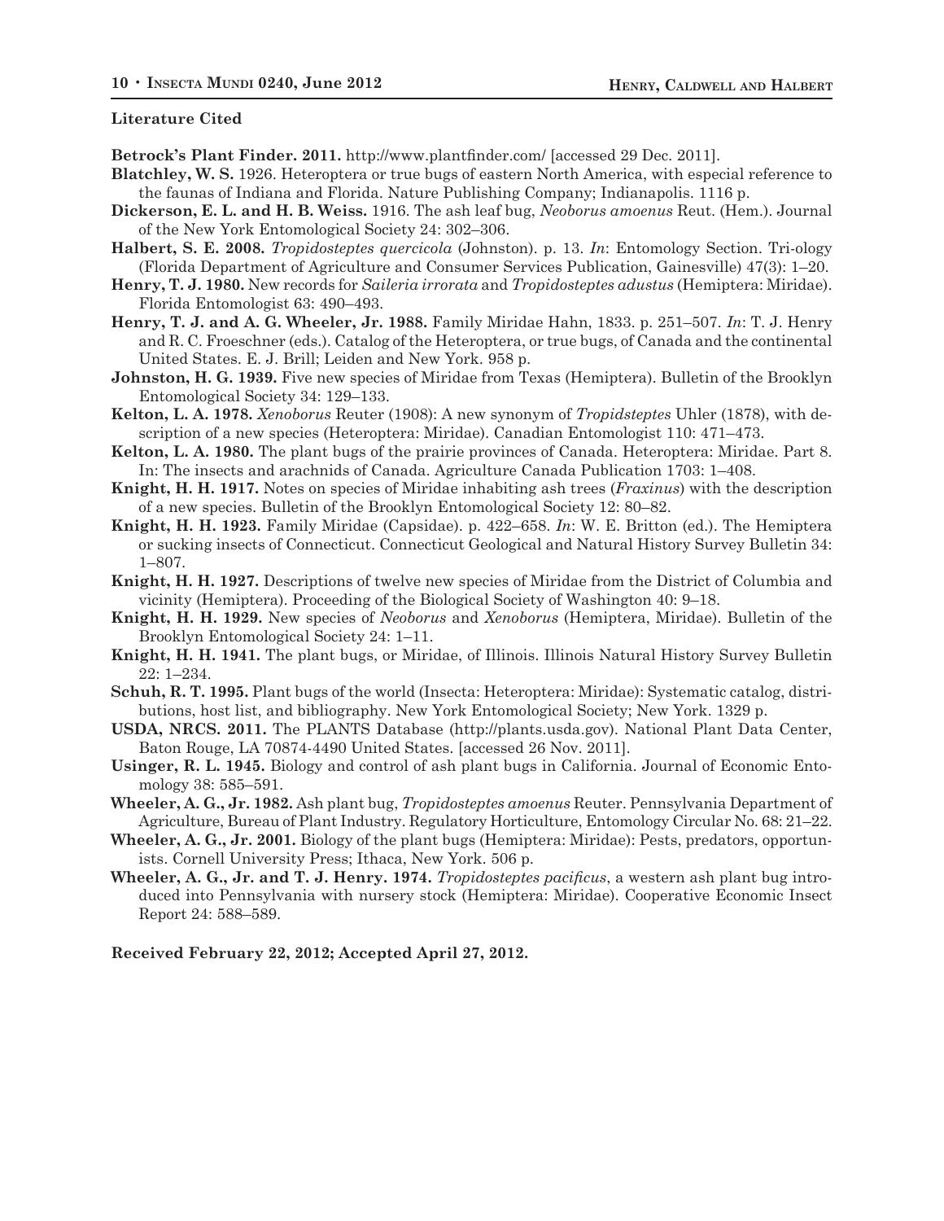## Literature Cited

**Betrock's Plant Finder. 2011.** http://www.plantfinder.com/ [accessed 29 Dec. 2011].

**Blatchley, W. S.** 1926. Heteroptera or true bugs of eastern North America, with especial reference to the faunas of Indiana and Florida. Nature Publishing Company; Indianapolis. 1116 p.

**Dickerson, E. L. and H. B. Weiss.** 1916. The ash leaf bug, *Neoborus amoenus* Reut. (Hem.). Journal of the New York Entomological Society 24: 302–306.

**Halbert, S. E. 2008.** *Tropidosteptes quercicola* (Johnston). p. 13. *In*: Entomology Section. Tri-ology (Florida Department of Agriculture and Consumer Services Publication, Gainesville) 47(3): 1–20.

**Henry, T. J. 1980.** New records for *Saileria irrorata* and *Tropidosteptes adustus* (Hemiptera: Miridae). Florida Entomologist 63: 490–493.

**Henry, T. J. and A. G. Wheeler, Jr. 1988.** Family Miridae Hahn, 1833. p. 251–507. *In*: T. J. Henry and R. C. Froeschner (eds.). Catalog of the Heteroptera, or true bugs, of Canada and the continental United States. E. J. Brill; Leiden and New York. 958 p.

**Johnston, H. G. 1939.** Five new species of Miridae from Texas (Hemiptera). Bulletin of the Brooklyn Entomological Society 34: 129–133.

**Kelton, L. A. 1978.** *Xenoborus* Reuter (1908): A new synonym of *Tropidsteptes* Uhler (1878), with description of a new species (Heteroptera: Miridae). Canadian Entomologist 110: 471–473.

**Kelton, L. A. 1980.** The plant bugs of the prairie provinces of Canada. Heteroptera: Miridae. Part 8. In: The insects and arachnids of Canada. Agriculture Canada Publication 1703: 1–408.

**Knight, H. H. 1917.** Notes on species of Miridae inhabiting ash trees (*Fraxinus*) with the description of a new species. Bulletin of the Brooklyn Entomological Society 12: 80–82.

**Knight, H. H. 1923.** Family Miridae (Capsidae). p. 422–658. *In*: W. E. Britton (ed.). The Hemiptera or sucking insects of Connecticut. Connecticut Geological and Natural History Survey Bulletin 34: 1–807.

**Knight, H. H. 1927.** Descriptions of twelve new species of Miridae from the District of Columbia and vicinity (Hemiptera). Proceeding of the Biological Society of Washington 40: 9–18.

**Knight, H. H. 1929.** New species of *Neoborus* and *Xenoborus* (Hemiptera, Miridae). Bulletin of the Brooklyn Entomological Society 24: 1–11.

**Knight, H. H. 1941.** The plant bugs, or Miridae, of Illinois. Illinois Natural History Survey Bulletin 22: 1–234.

**Schuh, R. T. 1995.** Plant bugs of the world (Insecta: Heteroptera: Miridae): Systematic catalog, distributions, host list, and bibliography. New York Entomological Society; New York. 1329 p.

**USDA, NRCS. 2011.** The PLANTS Database (http://plants.usda.gov). National Plant Data Center, Baton Rouge, LA 70874-4490 United States. [accessed 26 Nov. 2011].

**Usinger, R. L. 1945.** Biology and control of ash plant bugs in California. Journal of Economic Entomology 38: 585–591.

**Wheeler, A. G., Jr. 1982.** Ash plant bug, *Tropidosteptes amoenus* Reuter. Pennsylvania Department of Agriculture, Bureau of Plant Industry. Regulatory Horticulture, Entomology Circular No. 68: 21–22.

**Wheeler, A. G., Jr. 2001.** Biology of the plant bugs (Hemiptera: Miridae): Pests, predators, opportunists. Cornell University Press; Ithaca, New York. 506 p.

**Wheeler, A. G., Jr. and T. J. Henry. 1974.** *Tropidosteptes pacificus*, a western ash plant bug introduced into Pennsylvania with nursery stock (Hemiptera: Miridae). Cooperative Economic Insect Report 24: 588–589.

**Received February 22, 2012; Accepted April 27, 2012.**